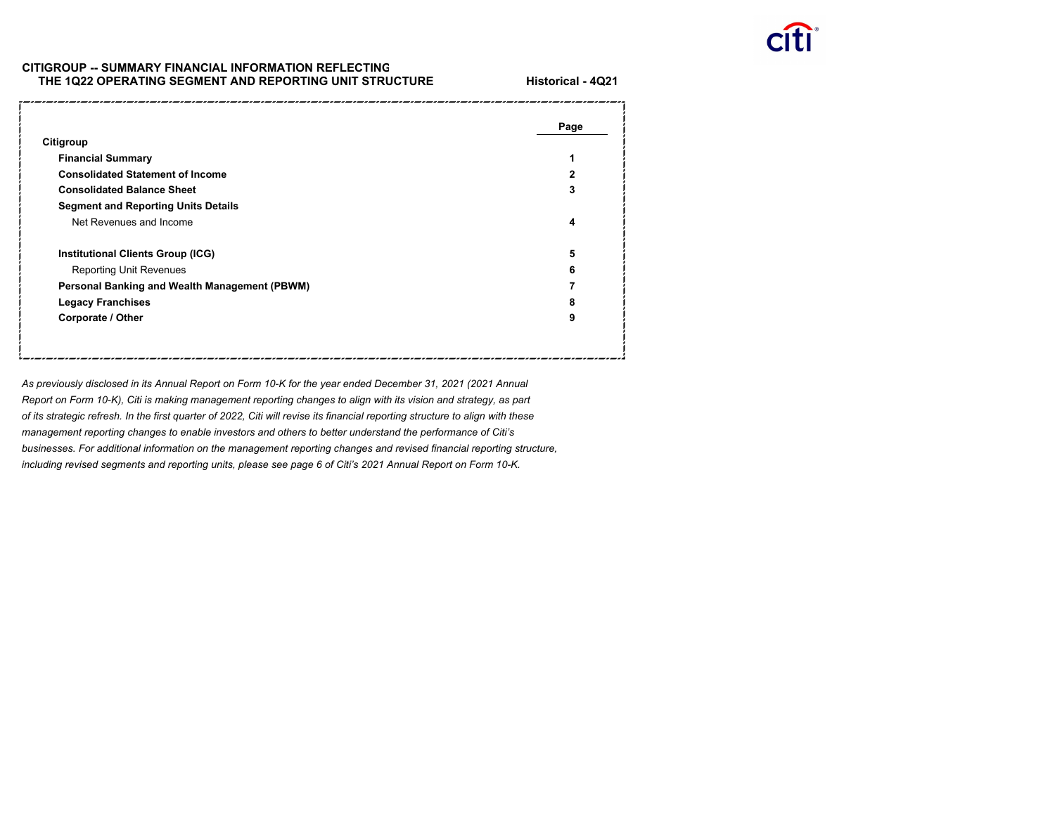**CITIGROUP -- SUMMARY FINANCIAL INFORMATION REFLECTING THE 1Q22 OPERATING SEGMENT AND REPORTING UNIT STRUCTURE**

**Historical - 4Q21**

| | Page |
|---|---|
| **Citigroup** | |
| **Financial Summary** | 1 |
| **Consolidated Statement of Income** | 2 |
| **Consolidated Balance Sheet** | 3 |
| **Segment and Reporting Units Details** | |
| Net Revenues and Income | 4 |
| **Institutional Clients Group (ICG)** | 5 |
| Reporting Unit Revenues | 6 |
| **Personal Banking and Wealth Management (PBWM)** | 7 |
| **Legacy Franchises** | 8 |
| **Corporate / Other** | 9 |

*As previously disclosed in its Annual Report on Form 10-K for the year ended December 31, 2021 (2021 Annual Report on Form 10-K), Citi is making management reporting changes to align with its vision and strategy, as part of its strategic refresh. In the first quarter of 2022, Citi will revise its financial reporting structure to align with these management reporting changes to enable investors and others to better understand the performance of Citi's businesses. For additional information on the management reporting changes and revised financial reporting structure, including revised segments and reporting units, please see page 6 of Citi's 2021 Annual Report on Form 10-K.*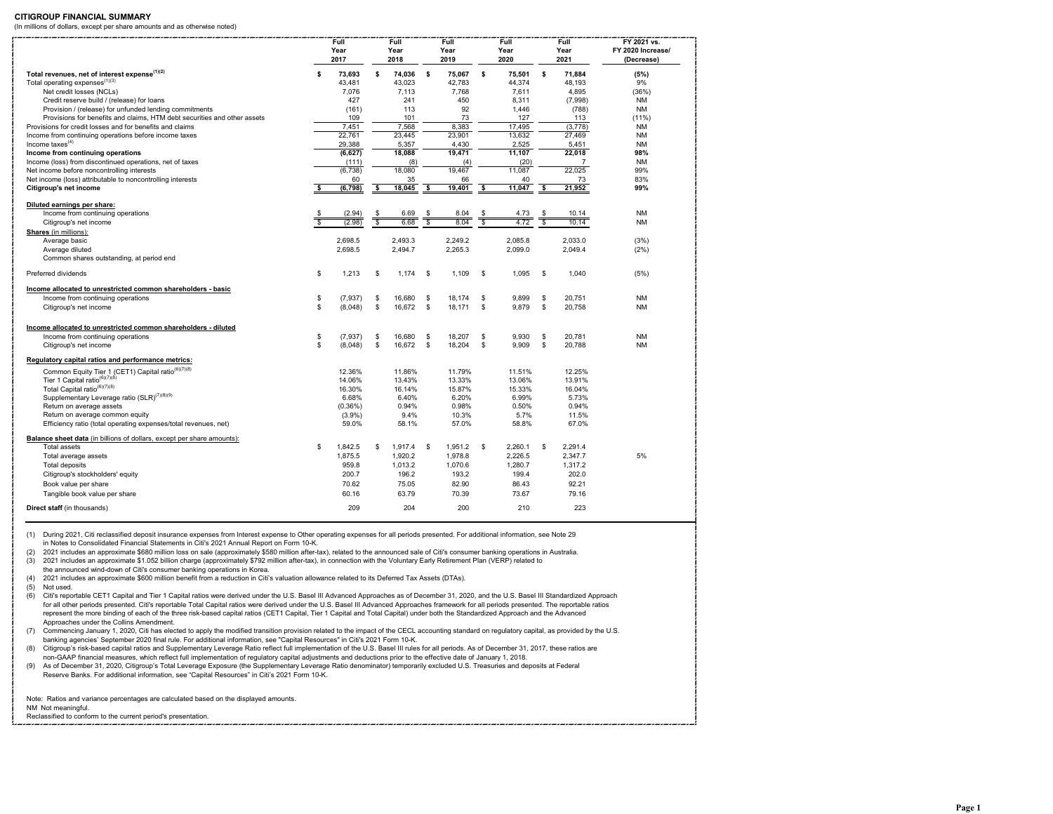**CITIGROUP FINANCIAL SUMMARY**
(In millions of dollars, except per share amounts and as otherwise noted)

| | Full Year 2017 | Full Year 2018 | Full Year 2019 | Full Year 2020 | Full Year 2021 | FY 2021 vs. FY 2020 Increase/ (Decrease) |
|---|---|---|---|---|---|---|
| **Total revenues, net of interest expense**[1][2] | **$ 73,693** | **$ 74,036** | **$ 75,067** | **$ 75,501** | **$ 71,884** | **(5%)** |
| Total operating expenses[1][3] | 43,481 | 43,023 | 42,783 | 44,374 | 48,193 | 9% |
| Net credit losses (NCLs) | 7,076 | 7,113 | 7,768 | 7,611 | 4,895 | (36%) |
| Credit reserve build / (release) for loans | 427 | 241 | 450 | 8,311 | (7,998) | NM |
| Provision / (release) for unfunded lending commitments | (161) | 113 | 92 | 1,446 | (788) | NM |
| Provisions for benefits and claims, HTM debt securities and other assets | 109 | 101 | 73 | 127 | 113 | (11%) |
| Provisions for credit losses and for benefits and claims | 7,451 | 7,568 | 8,383 | 17,495 | (3,778) | NM |
| Income from continuing operations before income taxes | 22,761 | 23,445 | 23,901 | 13,632 | 27,469 | NM |
| Income taxes[4] | 29,388 | 5,357 | 4,430 | 2,525 | 5,451 | NM |
| **Income from continuing operations** | **(6,627)** | **18,088** | **19,471** | **11,107** | **22,018** | **98%** |
| Income (loss) from discontinued operations, net of taxes | (111) | (8) | (4) | (20) | 7 | NM |
| Net income before noncontrolling interests | (6,738) | 18,080 | 19,467 | 11,087 | 22,025 | 99% |
| Net income (loss) attributable to noncontrolling interests | 60 | 35 | 66 | 40 | 73 | 83% |
| **Citigroup's net income** | **$ (6,798)** | **$ 18,045** | **$ 19,401** | **$ 11,047** | **$ 21,952** | **99%** |
| **Diluted earnings per share:** | | | | | | |
| Income from continuing operations | $ (2.94) | $ 6.69 | $ 8.04 | $ 4.73 | $ 10.14 | NM |
| Citigroup's net income | $ (2.98) | $ 6.68 | $ 8.04 | $ 4.72 | $ 10.14 | NM |
| **Shares** (in millions): | | | | | | |
| Average basic | 2,698.5 | 2,493.3 | 2,249.2 | 2,085.8 | 2,033.0 | (3%) |
| Average diluted | 2,698.5 | 2,494.7 | 2,265.3 | 2,099.0 | 2,049.4 | (2%) |
| Common shares outstanding, at period end | | | | | | |
| Preferred dividends | $ 1,213 | $ 1,174 | $ 1,109 | $ 1,095 | $ 1,040 | (5%) |
| **Income allocated to unrestricted common shareholders - basic** | | | | | | |
| Income from continuing operations | $ (7,937) | $ 16,680 | $ 18,174 | $ 9,899 | $ 20,751 | NM |
| Citigroup's net income | $ (8,048) | $ 16,672 | $ 18,171 | $ 9,879 | $ 20,758 | NM |
| **Income allocated to unrestricted common shareholders - diluted** | | | | | | |
| Income from continuing operations | $ (7,937) | $ 16,680 | $ 18,207 | $ 9,930 | $ 20,781 | NM |
| Citigroup's net income | $ (8,048) | $ 16,672 | $ 18,204 | $ 9,909 | $ 20,788 | NM |
| **Regulatory capital ratios and performance metrics:** | | | | | | |
| Common Equity Tier 1 (CET1) Capital ratio[6][7][8] | 12.36% | 11.86% | 11.79% | 11.51% | 12.25% | |
| Tier 1 Capital ratio[6][7][8] | 14.06% | 13.43% | 13.33% | 13.06% | 13.91% | |
| Total Capital ratio[6][7][8] | 16.30% | 16.14% | 15.87% | 15.33% | 16.04% | |
| Supplementary Leverage ratio (SLR)[7][8][9] | 6.68% | 6.40% | 6.20% | 6.99% | 5.73% | |
| Return on average assets | (0.36%) | 0.94% | 0.98% | 0.50% | 0.94% | |
| Return on average common equity | (3.9%) | 9.4% | 10.3% | 5.7% | 11.5% | |
| Efficiency ratio (total operating expenses/total revenues, net) | 59.0% | 58.1% | 57.0% | 58.8% | 67.0% | |
| **Balance sheet data** (in billions of dollars, except per share amounts): | | | | | | |
| Total assets | $ 1,842.5 | $ 1,917.4 | $ 1,951.2 | $ 2,260.1 | $ 2,291.4 | |
| Total average assets | 1,875.5 | 1,920.2 | 1,978.8 | 2,226.5 | 2,347.7 | 5% |
| Total deposits | 959.8 | 1,013.2 | 1,070.6 | 1,280.7 | 1,317.2 | |
| Citigroup's stockholders' equity | 200.7 | 196.2 | 193.2 | 199.4 | 202.0 | |
| Book value per share | 70.62 | 75.05 | 82.90 | 86.43 | 92.21 | |
| Tangible book value per share | 60.16 | 63.79 | 70.39 | 73.67 | 79.16 | |
| **Direct staff** (in thousands) | 209 | 204 | 200 | 210 | 223 | |

(1) During 2021, Citi reclassified deposit insurance expenses from Interest expense to Other operating expenses for all periods presented. For additional information, see Note 29 in Notes to Consolidated Financial Statements in Citi's 2021 Annual Report on Form 10-K.
(2) 2021 includes an approximate $680 million loss on sale (approximately $580 million after-tax), related to the announced sale of Citi's consumer banking operations in Australia.
(3) 2021 includes an approximate $1.052 billion charge (approximately $792 million after-tax), in connection with the Voluntary Early Retirement Plan (VERP) related to the announced wind-down of Citi's consumer banking operations in Korea.
(4) 2021 includes an approximate $600 million benefit from a reduction in Citi's valuation allowance related to its Deferred Tax Assets (DTAs).
(5) Not used.
(6) Citi's reportable CET1 Capital and Tier 1 Capital ratios were derived under the U.S. Basel III Advanced Approaches as of December 31, 2020, and the U.S. Basel III Standardized Approach for all other periods presented. Citi's reportable Total Capital ratios were derived under the U.S. Basel III Advanced Approaches framework for all periods presented. The reportable ratios represent the more binding of each of the three risk-based capital ratios (CET1 Capital, Tier 1 Capital and Total Capital) under both the Standardized Approach and the Advanced Approaches under the Collins Amendment.
(7) Commencing January 1, 2020, Citi has elected to apply the modified transition provision related to the impact of the CECL accounting standard on regulatory capital, as provided by the U.S. banking agencies' September 2020 final rule. For additional information, see "Capital Resources" in Citi's 2021 Form 10-K.
(8) Citigroup's risk-based capital ratios and Supplementary Leverage Ratio reflect full implementation of the U.S. Basel III rules for all periods. As of December 31, 2017, these ratios are non-GAAP financial measures, which reflect full implementation of regulatory capital adjustments and deductions prior to the effective date of January 1, 2018.
(9) As of December 31, 2020, Citigroup's Total Leverage Exposure (the Supplementary Leverage Ratio denominator) temporarily excluded U.S. Treasuries and deposits at Federal Reserve Banks. For additional information, see "Capital Resources" in Citi's 2021 Form 10-K.

Note: Ratios and variance percentages are calculated based on the displayed amounts.
NM Not meaningful.
Reclassified to conform to the current period's presentation.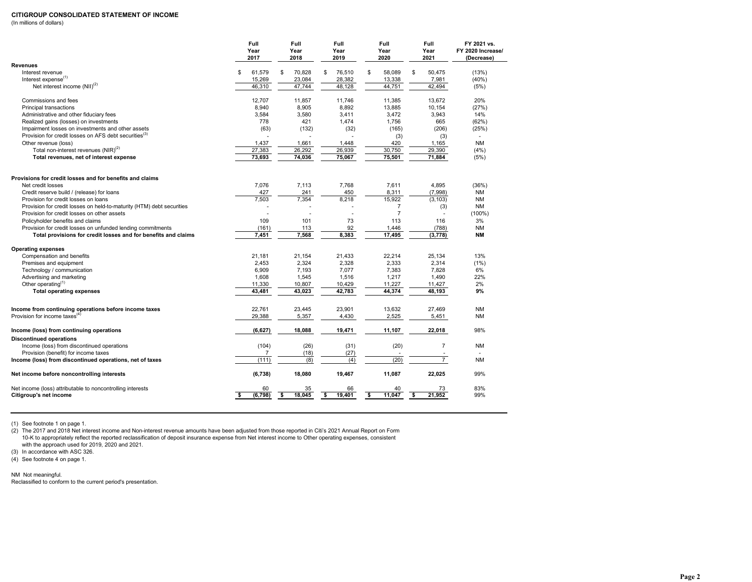# CITIGROUP CONSOLIDATED STATEMENT OF INCOME

(In millions of dollars)

| | Full Year 2017 | Full Year 2018 | Full Year 2019 | Full Year 2020 | Full Year 2021 | FY 2021 vs. FY 2020 Increase/ (Decrease) |
|---|---|---|---|---|---|---|
| **Revenues** | | | | | | |
| Interest revenue | $ 61,579 | $ 70,828 | $ 76,510 | $ 58,089 | $ 50,475 | (13%) |
| Interest expense[(1)] | 15,269 | 23,084 | 28,382 | 13,338 | 7,981 | (40%) |
| Net interest income (NII)[(2)] | 46,310 | 47,744 | 48,128 | 44,751 | 42,494 | (5%) |
| Commissions and fees | 12,707 | 11,857 | 11,746 | 11,385 | 13,672 | 20% |
| Principal transactions | 8,940 | 8,905 | 8,892 | 13,885 | 10,154 | (27%) |
| Administrative and other fiduciary fees | 3,584 | 3,580 | 3,411 | 3,472 | 3,943 | 14% |
| Realized gains (losses) on investments | 778 | 421 | 1,474 | 1,756 | 665 | (62%) |
| Impairment losses on investments and other assets | (63) | (132) | (32) | (165) | (206) | (25%) |
| Provision for credit losses on AFS debt securities[(3)] | - | - | - | (3) | (3) | - |
| Other revenue (loss) | 1,437 | 1,661 | 1,448 | 420 | 1,165 | NM |
| Total non-interest revenues (NIR)[(2)] | 27,383 | 26,292 | 26,939 | 30,750 | 29,390 | (4%) |
| **Total revenues, net of interest expense** | **73,693** | **74,036** | **75,067** | **75,501** | **71,884** | (5%) |
| **Provisions for credit losses and for benefits and claims** | | | | | | |
| Net credit losses | 7,076 | 7,113 | 7,768 | 7,611 | 4,895 | (36%) |
| Credit reserve build / (release) for loans | 427 | 241 | 450 | 8,311 | (7,998) | NM |
| Provision for credit losses on loans | 7,503 | 7,354 | 8,218 | 15,922 | (3,103) | NM |
| Provision for credit losses on held-to-maturity (HTM) debt securities | - | - | - | 7 | (3) | NM |
| Provision for credit losses on other assets | - | - | - | 7 | - | (100%) |
| Policyholder benefits and claims | 109 | 101 | 73 | 113 | 116 | 3% |
| Provision for credit losses on unfunded lending commitments | (161) | 113 | 92 | 1,446 | (788) | NM |
| **Total provisions for credit losses and for benefits and claims** | **7,451** | **7,568** | **8,383** | **17,495** | **(3,778)** | **NM** |
| **Operating expenses** | | | | | | |
| Compensation and benefits | 21,181 | 21,154 | 21,433 | 22,214 | 25,134 | 13% |
| Premises and equipment | 2,453 | 2,324 | 2,328 | 2,333 | 2,314 | (1%) |
| Technology / communication | 6,909 | 7,193 | 7,077 | 7,383 | 7,828 | 6% |
| Advertising and marketing | 1,608 | 1,545 | 1,516 | 1,217 | 1,490 | 22% |
| Other operating[(1)] | 11,330 | 10,807 | 10,429 | 11,227 | 11,427 | 2% |
| **Total operating expenses** | **43,481** | **43,023** | **42,783** | **44,374** | **48,193** | **9%** |
| **Income from continuing operations before income taxes** | 22,761 | 23,445 | 23,901 | 13,632 | 27,469 | NM |
| Provision for income taxes[(4)] | 29,388 | 5,357 | 4,430 | 2,525 | 5,451 | NM |
| **Income (loss) from continuing operations** | **(6,627)** | **18,088** | **19,471** | **11,107** | **22,018** | 98% |
| **Discontinued operations** | | | | | | |
| Income (loss) from discontinued operations | (104) | (26) | (31) | (20) | 7 | NM |
| Provision (benefit) for income taxes | 7 | (18) | (27) | - | - | - |
| **Income (loss) from discontinued operations, net of taxes** | (111) | (8) | (4) | (20) | 7 | NM |
| **Net income before noncontrolling interests** | **(6,738)** | **18,080** | **19,467** | **11,087** | **22,025** | 99% |
| Net income (loss) attributable to noncontrolling interests | 60 | 35 | 66 | 40 | 73 | 83% |
| **Citigroup's net income** | **$ (6,798)** | **$ 18,045** | **$ 19,401** | **$ 11,047** | **$ 21,952** | 99% |

(1) See footnote 1 on page 1.

(2) The 2017 and 2018 Net interest income and Non-interest revenue amounts have been adjusted from those reported in Citi's 2021 Annual Report on Form 10-K to appropriately reflect the reported reclassification of deposit insurance expense from Net interest income to Other operating expenses, consistent with the approach used for 2019, 2020 and 2021.

(3) In accordance with ASC 326.

(4) See footnote 4 on page 1.

NM Not meaningful.

Reclassified to conform to the current period's presentation.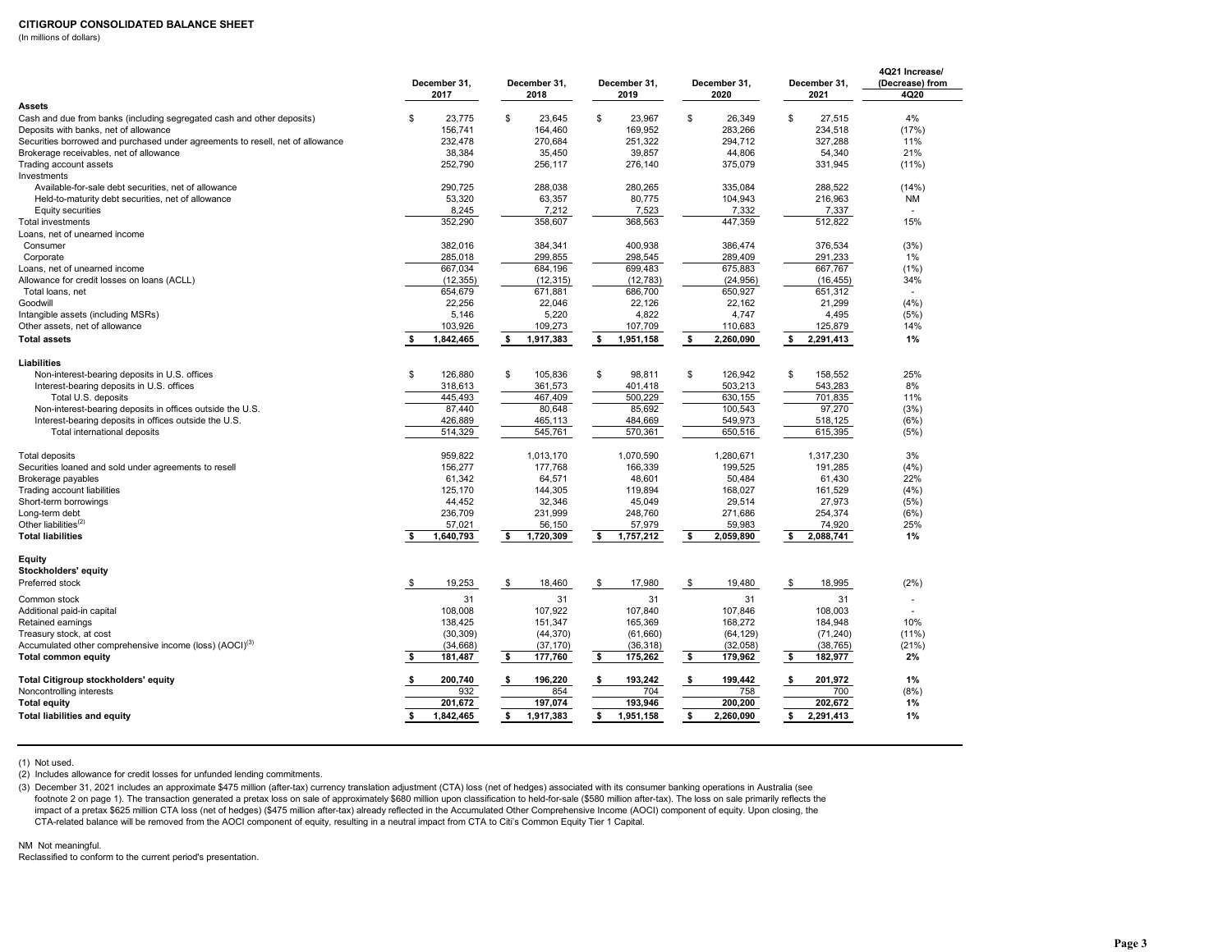**CITIGROUP CONSOLIDATED BALANCE SHEET**

(In millions of dollars)

| | December 31, 2017 | December 31, 2018 | December 31, 2019 | December 31, 2020 | December 31, 2021 | 4Q21 Increase/ (Decrease) from 4Q20 |
|---|---|---|---|---|---|---|
| **Assets** | | | | | | |
| Cash and due from banks (including segregated cash and other deposits) | $ 23,775 | $ 23,645 | $ 23,967 | $ 26,349 | $ 27,515 | 4% |
| Deposits with banks, net of allowance | 156,741 | 164,460 | 169,952 | 283,266 | 234,518 | (17%) |
| Securities borrowed and purchased under agreements to resell, net of allowance | 232,478 | 270,684 | 251,322 | 294,712 | 327,288 | 11% |
| Brokerage receivables, net of allowance | 38,384 | 35,450 | 39,857 | 44,806 | 54,340 | 21% |
| Trading account assets | 252,790 | 256,117 | 276,140 | 375,079 | 331,945 | (11%) |
| Investments | | | | | | |
| Available-for-sale debt securities, net of allowance | 290,725 | 288,038 | 280,265 | 335,084 | 288,522 | (14%) |
| Held-to-maturity debt securities, net of allowance | 53,320 | 63,357 | 80,775 | 104,943 | 216,963 | NM |
| Equity securities | 8,245 | 7,212 | 7,523 | 7,332 | 7,337 | - |
| Total investments | 352,290 | 358,607 | 368,563 | 447,359 | 512,822 | 15% |
| Loans, net of unearned income | | | | | | |
| Consumer | 382,016 | 384,341 | 400,938 | 386,474 | 376,534 | (3%) |
| Corporate | 285,018 | 299,855 | 298,545 | 289,409 | 291,233 | 1% |
| Loans, net of unearned income | 667,034 | 684,196 | 699,483 | 675,883 | 667,767 | (1%) |
| Allowance for credit losses on loans (ACLL) | (12,355) | (12,315) | (12,783) | (24,956) | (16,455) | 34% |
| Total loans, net | 654,679 | 671,881 | 686,700 | 650,927 | 651,312 | - |
| Goodwill | 22,256 | 22,046 | 22,126 | 22,162 | 21,299 | (4%) |
| Intangible assets (including MSRs) | 5,146 | 5,220 | 4,822 | 4,747 | 4,495 | (5%) |
| Other assets, net of allowance | 103,926 | 109,273 | 107,709 | 110,683 | 125,879 | 14% |
| **Total assets** | **$ 1,842,465** | **$ 1,917,383** | **$ 1,951,158** | **$ 2,260,090** | **$ 2,291,413** | **1%** |
| **Liabilities** | | | | | | |
| Non-interest-bearing deposits in U.S. offices | $ 126,880 | $ 105,836 | $ 98,811 | $ 126,942 | $ 158,552 | 25% |
| Interest-bearing deposits in U.S. offices | 318,613 | 361,573 | 401,418 | 503,213 | 543,283 | 8% |
| Total U.S. deposits | 445,493 | 467,409 | 500,229 | 630,155 | 701,835 | 11% |
| Non-interest-bearing deposits in offices outside the U.S. | 87,440 | 80,648 | 85,692 | 100,543 | 97,270 | (3%) |
| Interest-bearing deposits in offices outside the U.S. | 426,889 | 465,113 | 484,669 | 549,973 | 518,125 | (6%) |
| Total international deposits | 514,329 | 545,761 | 570,361 | 650,516 | 615,395 | (5%) |
| Total deposits | 959,822 | 1,013,170 | 1,070,590 | 1,280,671 | 1,317,230 | 3% |
| Securities loaned and sold under agreements to resell | 156,277 | 177,768 | 166,339 | 199,525 | 191,285 | (4%) |
| Brokerage payables | 61,342 | 64,571 | 48,601 | 50,484 | 61,430 | 22% |
| Trading account liabilities | 125,170 | 144,305 | 119,894 | 168,027 | 161,529 | (4%) |
| Short-term borrowings | 44,452 | 32,346 | 45,049 | 29,514 | 27,973 | (5%) |
| Long-term debt | 236,709 | 231,999 | 248,760 | 271,686 | 254,374 | (6%) |
| Other liabilities[2] | 57,021 | 56,150 | 57,979 | 59,983 | 74,920 | 25% |
| **Total liabilities** | **$ 1,640,793** | **$ 1,720,309** | **$ 1,757,212** | **$ 2,059,890** | **$ 2,088,741** | **1%** |
| **Equity** | | | | | | |
| **Stockholders' equity** | | | | | | |
| Preferred stock | $ 19,253 | $ 18,460 | $ 17,980 | $ 19,480 | $ 18,995 | (2%) |
| Common stock | 31 | 31 | 31 | 31 | 31 | - |
| Additional paid-in capital | 108,008 | 107,922 | 107,840 | 107,846 | 108,003 | - |
| Retained earnings | 138,425 | 151,347 | 165,369 | 168,272 | 184,948 | 10% |
| Treasury stock, at cost | (30,309) | (44,370) | (61,660) | (64,129) | (71,240) | (11%) |
| Accumulated other comprehensive income (loss) (AOCI)[3] | (34,668) | (37,170) | (36,318) | (32,058) | (38,765) | (21%) |
| **Total common equity** | **$ 181,487** | **$ 177,760** | **$ 175,262** | **$ 179,962** | **$ 182,977** | **2%** |
| **Total Citigroup stockholders' equity** | **$ 200,740** | **$ 196,220** | **$ 193,242** | **$ 199,442** | **$ 201,972** | **1%** |
| Noncontrolling interests | 932 | 854 | 704 | 758 | 700 | (8%) |
| **Total equity** | **201,672** | **197,074** | **193,946** | **200,200** | **202,672** | **1%** |
| **Total liabilities and equity** | **$ 1,842,465** | **$ 1,917,383** | **$ 1,951,158** | **$ 2,260,090** | **$ 2,291,413** | **1%** |

(1) Not used.

(2) Includes allowance for credit losses for unfunded lending commitments.

(3) December 31, 2021 includes an approximate $475 million (after-tax) currency translation adjustment (CTA) loss (net of hedges) associated with its consumer banking operations in Australia (see footnote 2 on page 1). The transaction generated a pretax loss on sale of approximately $680 million upon classification to held-for-sale ($580 million after-tax). The loss on sale primarily reflects the impact of a pretax $625 million CTA loss (net of hedges) ($475 million after-tax) already reflected in the Accumulated Other Comprehensive Income (AOCI) component of equity. Upon closing, the CTA-related balance will be removed from the AOCI component of equity, resulting in a neutral impact from CTA to Citi's Common Equity Tier 1 Capital.

NM Not meaningful.

Reclassified to conform to the current period's presentation.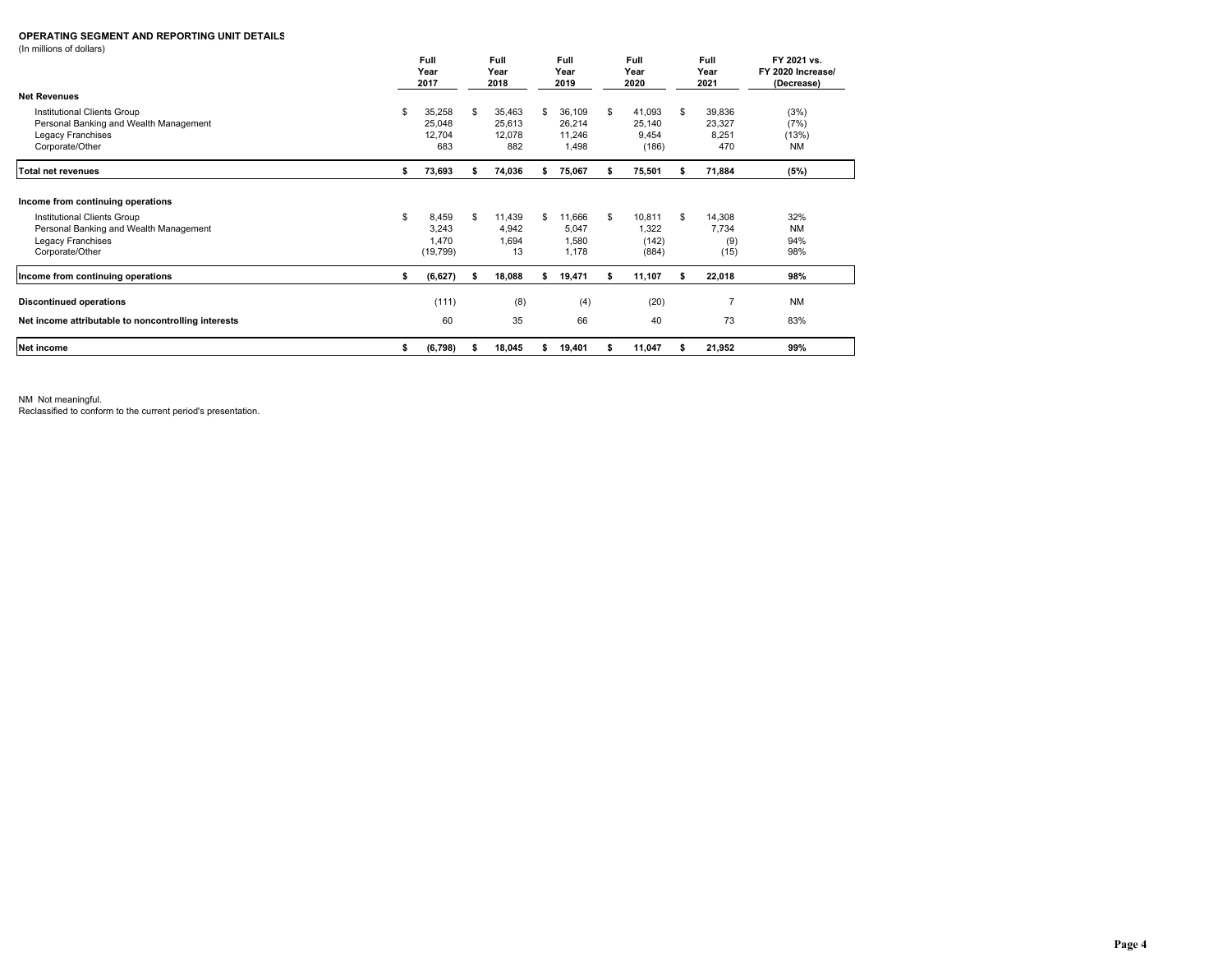**OPERATING SEGMENT AND REPORTING UNIT DETAILS**
(In millions of dollars)

| | Full Year 2017 | Full Year 2018 | Full Year 2019 | Full Year 2020 | Full Year 2021 | FY 2021 vs. FY 2020 Increase/ (Decrease) |
|---|---|---|---|---|---|---|
| **Net Revenues** | | | | | | |
| Institutional Clients Group | $ 35,258 | $ 35,463 | $ 36,109 | $ 41,093 | $ 39,836 | (3%) |
| Personal Banking and Wealth Management | 25,048 | 25,613 | 26,214 | 25,140 | 23,327 | (7%) |
| Legacy Franchises | 12,704 | 12,078 | 11,246 | 9,454 | 8,251 | (13%) |
| Corporate/Other | 683 | 882 | 1,498 | (186) | 470 | NM |
| **Total net revenues** | **$ 73,693** | **$ 74,036** | **$ 75,067** | **$ 75,501** | **$ 71,884** | **(5%)** |
| **Income from continuing operations** | | | | | | |
| Institutional Clients Group | $ 8,459 | $ 11,439 | $ 11,666 | $ 10,811 | $ 14,308 | 32% |
| Personal Banking and Wealth Management | 3,243 | 4,942 | 5,047 | 1,322 | 7,734 | NM |
| Legacy Franchises | 1,470 | 1,694 | 1,580 | (142) | (9) | 94% |
| Corporate/Other | (19,799) | 13 | 1,178 | (884) | (15) | 98% |
| **Income from continuing operations** | **$ (6,627)** | **$ 18,088** | **$ 19,471** | **$ 11,107** | **$ 22,018** | **98%** |
| **Discontinued operations** | (111) | (8) | (4) | (20) | 7 | NM |
| **Net income attributable to noncontrolling interests** | 60 | 35 | 66 | 40 | 73 | 83% |
| **Net income** | **$ (6,798)** | **$ 18,045** | **$ 19,401** | **$ 11,047** | **$ 21,952** | **99%** |

NM Not meaningful.
Reclassified to conform to the current period's presentation.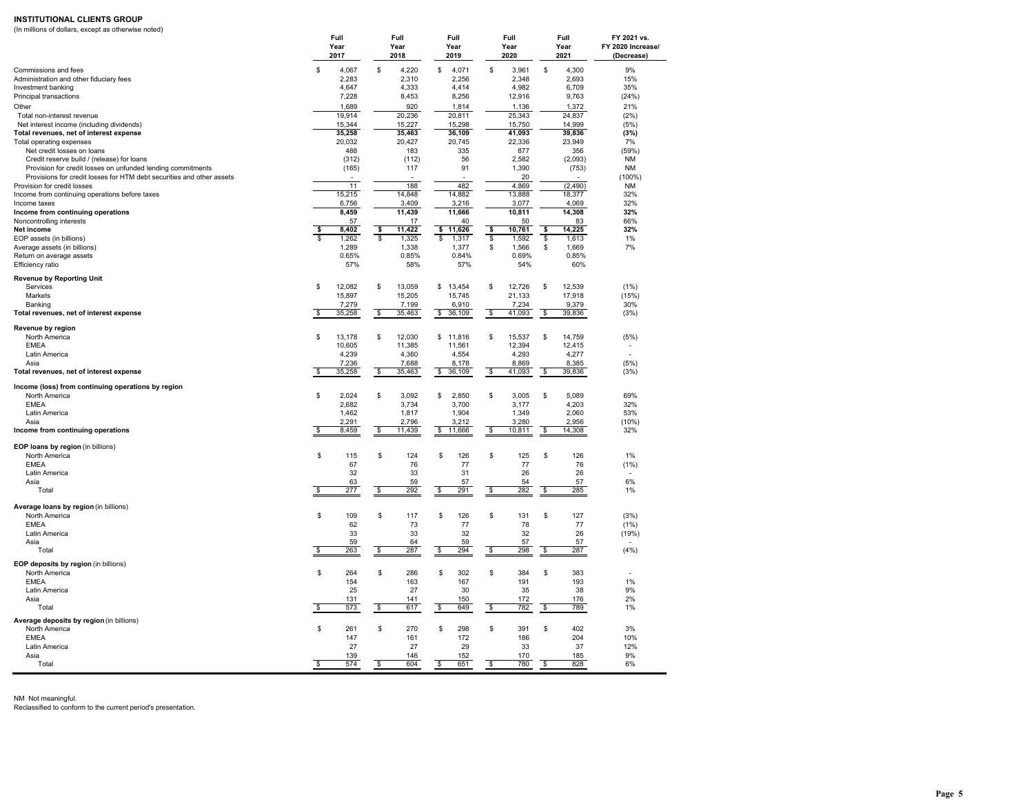# INSTITUTIONAL CLIENTS GROUP

(In millions of dollars, except as otherwise noted)

| | Full Year 2017 | Full Year 2018 | Full Year 2019 | Full Year 2020 | Full Year 2021 | FY 2021 vs. FY 2020 Increase/ (Decrease) |
|---|---|---|---|---|---|---|
| Commissions and fees | $ 4,067 | $ 4,220 | $ 4,071 | $ 3,961 | $ 4,300 | 9% |
| Administration and other fiduciary fees | 2,283 | 2,310 | 2,256 | 2,348 | 2,693 | 15% |
| Investment banking | 4,647 | 4,333 | 4,414 | 4,982 | 6,709 | 35% |
| Principal transactions | 7,228 | 8,453 | 8,256 | 12,916 | 9,763 | (24%) |
| Other | 1,689 | 920 | 1,814 | 1,136 | 1,372 | 21% |
| Total non-interest revenue | 19,914 | 20,236 | 20,811 | 25,343 | 24,837 | (2%) |
| Net interest income (including dividends) | 15,344 | 15,227 | 15,298 | 15,750 | 14,999 | (5%) |
| **Total revenues, net of interest expense** | **35,258** | **35,463** | **36,109** | **41,093** | **39,836** | **(3%)** |
| Total operating expenses | 20,032 | 20,427 | 20,745 | 22,336 | 23,949 | 7% |
| Net credit losses on loans | 488 | 183 | 335 | 877 | 356 | (59%) |
| Credit reserve build / (release) for loans | (312) | (112) | 56 | 2,582 | (2,093) | NM |
| Provision for credit losses on unfunded lending commitments | (165) | 117 | 91 | 1,390 | (753) | NM |
| Provisions for credit losses for HTM debt securities and other assets | - | - | - | 20 | - | (100%) |
| Provision for credit losses | 11 | 188 | 482 | 4,869 | (2,490) | NM |
| Income from continuing operations before taxes | 15,215 | 14,848 | 14,882 | 13,888 | 18,377 | 32% |
| Income taxes | 6,756 | 3,409 | 3,216 | 3,077 | 4,069 | 32% |
| **Income from continuing operations** | **8,459** | **11,439** | **11,666** | **10,811** | **14,308** | **32%** |
| Noncontrolling interests | 57 | 17 | 40 | 50 | 83 | 66% |
| **Net income** | **$ 8,402** | **$ 11,422** | **$ 11,626** | **$ 10,761** | **$ 14,225** | **32%** |
| EOP assets (in billions) | $ 1,262 | $ 1,325 | $ 1,317 | $ 1,592 | $ 1,613 | 1% |
| Average assets (in billions) | 1,289 | 1,338 | 1,377 | $ 1,566 | $ 1,669 | 7% |
| Return on average assets | 0.65% | 0.85% | 0.84% | 0.69% | 0.85% | |
| Efficiency ratio | 57% | 58% | 57% | 54% | 60% | |
| **Revenue by Reporting Unit** | | | | | | |
| Services | $ 12,082 | $ 13,059 | $ 13,454 | $ 12,726 | $ 12,539 | (1%) |
| Markets | 15,897 | 15,205 | 15,745 | 21,133 | 17,918 | (15%) |
| Banking | 7,279 | 7,199 | 6,910 | 7,234 | 9,379 | 30% |
| **Total revenues, net of interest expense** | $ 35,258 | $ 35,463 | $ 36,109 | $ 41,093 | $ 39,836 | (3%) |
| **Revenue by region** | | | | | | |
| North America | $ 13,178 | $ 12,030 | $ 11,816 | $ 15,537 | $ 14,759 | (5%) |
| EMEA | 10,605 | 11,385 | 11,561 | 12,394 | 12,415 | - |
| Latin America | 4,239 | 4,360 | 4,554 | 4,293 | 4,277 | - |
| Asia | 7,236 | 7,688 | 8,178 | 8,869 | 8,385 | (5%) |
| **Total revenues, net of interest expense** | $ 35,258 | $ 35,463 | $ 36,109 | $ 41,093 | $ 39,836 | (3%) |
| **Income (loss) from continuing operations by region** | | | | | | |
| North America | $ 2,024 | $ 3,092 | $ 2,850 | $ 3,005 | $ 5,089 | 69% |
| EMEA | 2,682 | 3,734 | 3,700 | 3,177 | 4,203 | 32% |
| Latin America | 1,462 | 1,817 | 1,904 | 1,349 | 2,060 | 53% |
| Asia | 2,291 | 2,796 | 3,212 | 3,280 | 2,956 | (10%) |
| **Income from continuing operations** | $ 8,459 | $ 11,439 | $ 11,666 | $ 10,811 | $ 14,308 | 32% |
| **EOP loans by region** (in billions) | | | | | | |
| North America | $ 115 | $ 124 | $ 126 | $ 125 | $ 126 | 1% |
| EMEA | 67 | 76 | 77 | 77 | 76 | (1%) |
| Latin America | 32 | 33 | 31 | 26 | 26 | - |
| Asia | 63 | 59 | 57 | 54 | 57 | 6% |
| Total | $ 277 | $ 292 | $ 291 | $ 282 | $ 285 | 1% |
| **Average loans by region** (in billions) | | | | | | |
| North America | $ 109 | $ 117 | $ 126 | $ 131 | $ 127 | (3%) |
| EMEA | 62 | 73 | 77 | 78 | 77 | (1%) |
| Latin America | 33 | 33 | 32 | 32 | 26 | (19%) |
| Asia | 59 | 64 | 59 | 57 | 57 | - |
| Total | $ 263 | $ 287 | $ 294 | $ 298 | $ 287 | (4%) |
| **EOP deposits by region** (in billions) | | | | | | |
| North America | $ 264 | $ 286 | $ 302 | $ 384 | $ 383 | - |
| EMEA | 154 | 163 | 167 | 191 | 193 | 1% |
| Latin America | 25 | 27 | 30 | 35 | 38 | 9% |
| Asia | 131 | 141 | 150 | 172 | 176 | 2% |
| Total | $ 573 | $ 617 | $ 649 | $ 782 | $ 789 | 1% |
| **Average deposits by region** (in billions) | | | | | | |
| North America | $ 261 | $ 270 | $ 298 | $ 391 | $ 402 | 3% |
| EMEA | 147 | 161 | 172 | 186 | 204 | 10% |
| Latin America | 27 | 27 | 29 | 33 | 37 | 12% |
| Asia | 139 | 146 | 152 | 170 | 185 | 9% |
| Total | $ 574 | $ 604 | $ 651 | $ 780 | $ 828 | 6% |

NM Not meaningful.

Reclassified to conform to the current period's presentation.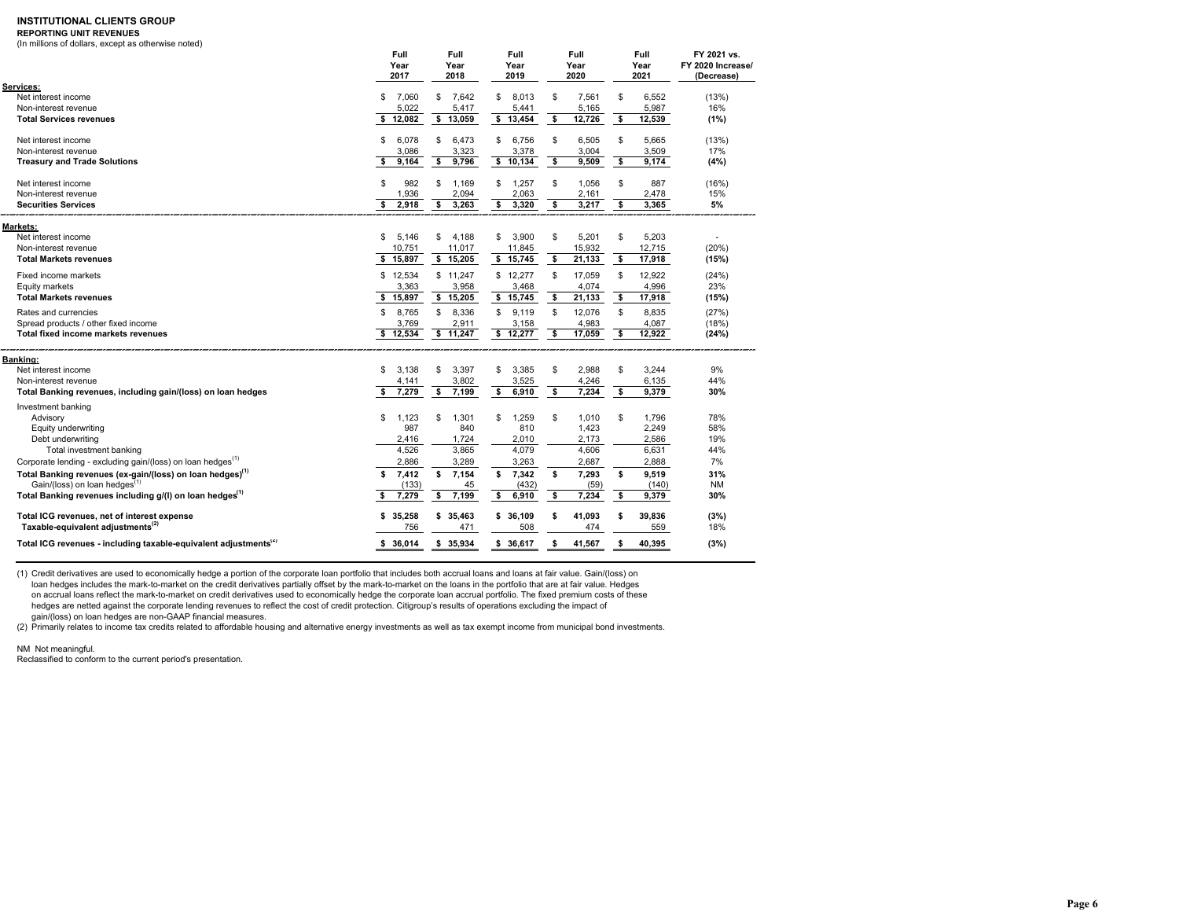**INSTITUTIONAL CLIENTS GROUP**

**REPORTING UNIT REVENUES**

(In millions of dollars, except as otherwise noted)

| | Full Year 2017 | Full Year 2018 | Full Year 2019 | Full Year 2020 | Full Year 2021 | FY 2021 vs. FY 2020 Increase/ (Decrease) |
|---|---|---|---|---|---|---|
| **Services:** | | | | | | |
| Net interest income | $ 7,060 | $ 7,642 | $ 8,013 | $ 7,561 | $ 6,552 | (13%) |
| Non-interest revenue | 5,022 | 5,417 | 5,441 | 5,165 | 5,987 | 16% |
| **Total Services revenues** | **$ 12,082** | **$ 13,059** | **$ 13,454** | **$ 12,726** | **$ 12,539** | **(1%)** |
| Net interest income | $ 6,078 | $ 6,473 | $ 6,756 | $ 6,505 | $ 5,665 | (13%) |
| Non-interest revenue | 3,086 | 3,323 | 3,378 | 3,004 | 3,509 | 17% |
| **Treasury and Trade Solutions** | **$ 9,164** | **$ 9,796** | **$ 10,134** | **$ 9,509** | **$ 9,174** | **(4%)** |
| Net interest income | $ 982 | $ 1,169 | $ 1,257 | $ 1,056 | $ 887 | (16%) |
| Non-interest revenue | 1,936 | 2,094 | 2,063 | 2,161 | 2,478 | 15% |
| **Securities Services** | **$ 2,918** | **$ 3,263** | **$ 3,320** | **$ 3,217** | **$ 3,365** | **5%** |
| **Markets:** | | | | | | |
| Net interest income | $ 5,146 | $ 4,188 | $ 3,900 | $ 5,201 | $ 5,203 | - |
| Non-interest revenue | 10,751 | 11,017 | 11,845 | 15,932 | 12,715 | (20%) |
| **Total Markets revenues** | **$ 15,897** | **$ 15,205** | **$ 15,745** | **$ 21,133** | **$ 17,918** | **(15%)** |
| Fixed income markets | $ 12,534 | $ 11,247 | $ 12,277 | $ 17,059 | $ 12,922 | (24%) |
| Equity markets | 3,363 | 3,958 | 3,468 | 4,074 | 4,996 | 23% |
| **Total Markets revenues** | **$ 15,897** | **$ 15,205** | **$ 15,745** | **$ 21,133** | **$ 17,918** | **(15%)** |
| Rates and currencies | $ 8,765 | $ 8,336 | $ 9,119 | $ 12,076 | $ 8,835 | (27%) |
| Spread products / other fixed income | 3,769 | 2,911 | 3,158 | 4,983 | 4,087 | (18%) |
| **Total fixed income markets revenues** | **$ 12,534** | **$ 11,247** | **$ 12,277** | **$ 17,059** | **$ 12,922** | **(24%)** |
| **Banking:** | | | | | | |
| Net interest income | $ 3,138 | $ 3,397 | $ 3,385 | $ 2,988 | $ 3,244 | 9% |
| Non-interest revenue | 4,141 | 3,802 | 3,525 | 4,246 | 6,135 | 44% |
| **Total Banking revenues, including gain/(loss) on loan hedges** | **$ 7,279** | **$ 7,199** | **$ 6,910** | **$ 7,234** | **$ 9,379** | **30%** |
| Investment banking | | | | | | |
| Advisory | $ 1,123 | $ 1,301 | $ 1,259 | $ 1,010 | $ 1,796 | 78% |
| Equity underwriting | 987 | 840 | 810 | 1,423 | 2,249 | 58% |
| Debt underwriting | 2,416 | 1,724 | 2,010 | 2,173 | 2,586 | 19% |
| Total investment banking | 4,526 | 3,865 | 4,079 | 4,606 | 6,631 | 44% |
| Corporate lending - excluding gain/(loss) on loan hedges[(1)] | 2,886 | 3,289 | 3,263 | 2,687 | 2,888 | 7% |
| **Total Banking revenues (ex-gain/(loss) on loan hedges)[(1)]** | **$ 7,412** | **$ 7,154** | **$ 7,342** | **$ 7,293** | **$ 9,519** | **31%** |
| Gain/(loss) on loan hedges[(1)] | (133) | 45 | (432) | (59) | (140) | NM |
| **Total Banking revenues including g/(l) on loan hedges[(1)]** | **$ 7,279** | **$ 7,199** | **$ 6,910** | **$ 7,234** | **$ 9,379** | **30%** |
| **Total ICG revenues, net of interest expense** | **$ 35,258** | **$ 35,463** | **$ 36,109** | **$ 41,093** | **$ 39,836** | **(3%)** |
| **Taxable-equivalent adjustments[(2)]** | 756 | 471 | 508 | 474 | 559 | 18% |
| **Total ICG revenues - including taxable-equivalent adjustments[(2)]** | **$ 36,014** | **$ 35,934** | **$ 36,617** | **$ 41,567** | **$ 40,395** | **(3%)** |

(1) Credit derivatives are used to economically hedge a portion of the corporate loan portfolio that includes both accrual loans and loans at fair value. Gain/(loss) on loan hedges includes the mark-to-market on the credit derivatives partially offset by the mark-to-market on the loans in the portfolio that are at fair value. Hedges on accrual loans reflect the mark-to-market on credit derivatives used to economically hedge the corporate loan accrual portfolio. The fixed premium costs of these hedges are netted against the corporate lending revenues to reflect the cost of credit protection. Citigroup's results of operations excluding the impact of gain/(loss) on loan hedges are non-GAAP financial measures.

(2) Primarily relates to income tax credits related to affordable housing and alternative energy investments as well as tax exempt income from municipal bond investments.

NM Not meaningful.

Reclassified to conform to the current period's presentation.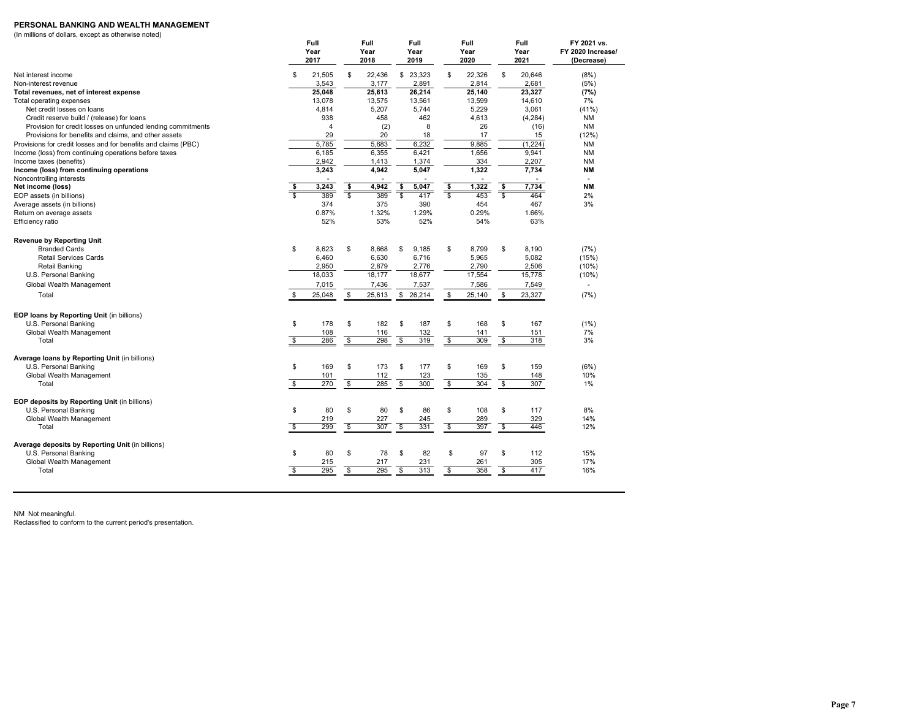**PERSONAL BANKING AND WEALTH MANAGEMENT**

(In millions of dollars, except as otherwise noted)

| | Full Year 2017 | Full Year 2018 | Full Year 2019 | Full Year 2020 | Full Year 2021 | FY 2021 vs. FY 2020 Increase/ (Decrease) |
|---|---|---|---|---|---|---|
| Net interest income | $ 21,505 | $ 22,436 | $ 23,323 | $ 22,326 | $ 20,646 | (8%) |
| Non-interest revenue | 3,543 | 3,177 | 2,891 | 2,814 | 2,681 | (5%) |
| **Total revenues, net of interest expense** | **25,048** | **25,613** | **26,214** | **25,140** | **23,327** | **(7%)** |
| Total operating expenses | 13,078 | 13,575 | 13,561 | 13,599 | 14,610 | 7% |
| Net credit losses on loans | 4,814 | 5,207 | 5,744 | 5,229 | 3,061 | (41%) |
| Credit reserve build / (release) for loans | 938 | 458 | 462 | 4,613 | (4,284) | NM |
| Provision for credit losses on unfunded lending commitments | 4 | (2) | 8 | 26 | (16) | NM |
| Provisions for benefits and claims, and other assets | 29 | 20 | 18 | 17 | 15 | (12%) |
| Provisions for credit losses and for benefits and claims (PBC) | 5,785 | 5,683 | 6,232 | 9,885 | (1,224) | NM |
| Income (loss) from continuing operations before taxes | 6,185 | 6,355 | 6,421 | 1,656 | 9,941 | NM |
| Income taxes (benefits) | 2,942 | 1,413 | 1,374 | 334 | 2,207 | NM |
| **Income (loss) from continuing operations** | **3,243** | **4,942** | **5,047** | **1,322** | **7,734** | **NM** |
| Noncontrolling interests | - | - | - | - | - | - |
| **Net income (loss)** | **$ 3,243** | **$ 4,942** | **$ 5,047** | **$ 1,322** | **$ 7,734** | **NM** |
| EOP assets (in billions) | $ 389 | $ 389 | $ 417 | $ 453 | $ 464 | 2% |
| Average assets (in billions) | 374 | 375 | 390 | 454 | 467 | 3% |
| Return on average assets | 0.87% | 1.32% | 1.29% | 0.29% | 1.66% | |
| Efficiency ratio | 52% | 53% | 52% | 54% | 63% | |
| | | | | | | |
| **Revenue by Reporting Unit** | | | | | | |
| Branded Cards | $ 8,623 | $ 8,668 | $ 9,185 | $ 8,799 | $ 8,190 | (7%) |
| Retail Services Cards | 6,460 | 6,630 | 6,716 | 5,965 | 5,082 | (15%) |
| Retail Banking | 2,950 | 2,879 | 2,776 | 2,790 | 2,506 | (10%) |
| U.S. Personal Banking | 18,033 | 18,177 | 18,677 | 17,554 | 15,778 | (10%) |
| Global Wealth Management | 7,015 | 7,436 | 7,537 | 7,586 | 7,549 | - |
| Total | $ 25,048 | $ 25,613 | $ 26,214 | $ 25,140 | $ 23,327 | (7%) |
| | | | | | | |
| **EOP loans by Reporting Unit** (in billions) | | | | | | |
| U.S. Personal Banking | $ 178 | $ 182 | $ 187 | $ 168 | $ 167 | (1%) |
| Global Wealth Management | 108 | 116 | 132 | 141 | 151 | 7% |
| Total | $ 286 | $ 298 | $ 319 | $ 309 | $ 318 | 3% |
| | | | | | | |
| **Average loans by Reporting Unit** (in billions) | | | | | | |
| U.S. Personal Banking | $ 169 | $ 173 | $ 177 | $ 169 | $ 159 | (6%) |
| Global Wealth Management | 101 | 112 | 123 | 135 | 148 | 10% |
| Total | $ 270 | $ 285 | $ 300 | $ 304 | $ 307 | 1% |
| | | | | | | |
| **EOP deposits by Reporting Unit** (in billions) | | | | | | |
| U.S. Personal Banking | $ 80 | $ 80 | $ 86 | $ 108 | $ 117 | 8% |
| Global Wealth Management | 219 | 227 | 245 | 289 | 329 | 14% |
| Total | $ 299 | $ 307 | $ 331 | $ 397 | $ 446 | 12% |
| | | | | | | |
| **Average deposits by Reporting Unit** (in billions) | | | | | | |
| U.S. Personal Banking | $ 80 | $ 78 | $ 82 | $ 97 | $ 112 | 15% |
| Global Wealth Management | 215 | 217 | 231 | 261 | 305 | 17% |
| Total | $ 295 | $ 295 | $ 313 | $ 358 | $ 417 | 16% |

NM Not meaningful.

Reclassified to conform to the current period's presentation.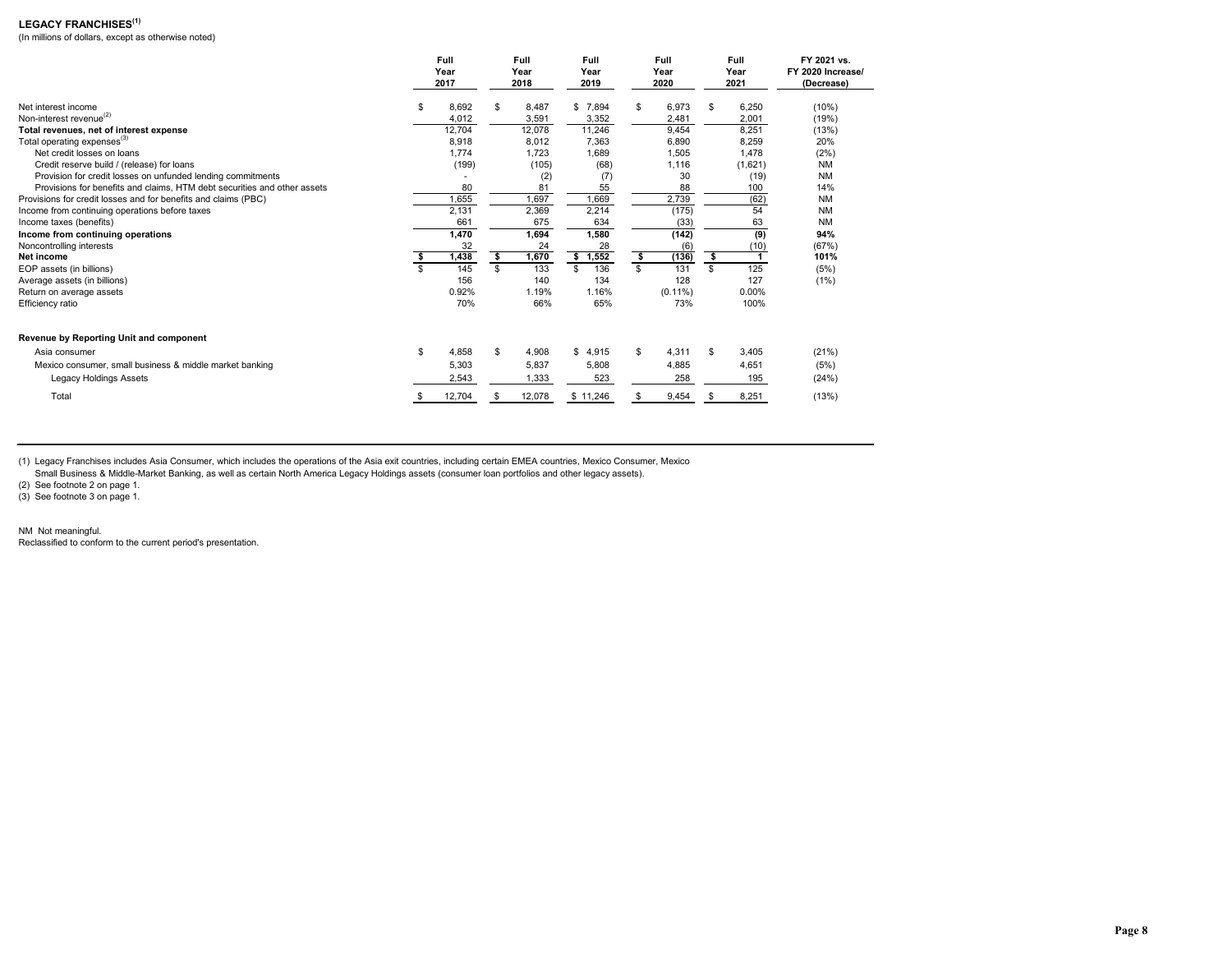# LEGACY FRANCHISES[1]

(In millions of dollars, except as otherwise noted)

| | Full Year 2017 | Full Year 2018 | Full Year 2019 | Full Year 2020 | Full Year 2021 | FY 2021 vs. FY 2020 Increase/ (Decrease) |
|---|---|---|---|---|---|---|
| Net interest income | $ 8,692 | $ 8,487 | $ 7,894 | $ 6,973 | $ 6,250 | (10%) |
| Non-interest revenue[2] | 4,012 | 3,591 | 3,352 | 2,481 | 2,001 | (19%) |
| **Total revenues, net of interest expense** | 12,704 | 12,078 | 11,246 | 9,454 | 8,251 | (13%) |
| Total operating expenses[3] | 8,918 | 8,012 | 7,363 | 6,890 | 8,259 | 20% |
| Net credit losses on loans | 1,774 | 1,723 | 1,689 | 1,505 | 1,478 | (2%) |
| Credit reserve build / (release) for loans | (199) | (105) | (68) | 1,116 | (1,621) | NM |
| Provision for credit losses on unfunded lending commitments | - | (2) | (7) | 30 | (19) | NM |
| Provisions for benefits and claims, HTM debt securities and other assets | 80 | 81 | 55 | 88 | 100 | 14% |
| Provisions for credit losses and for benefits and claims (PBC) | 1,655 | 1,697 | 1,669 | 2,739 | (62) | NM |
| Income from continuing operations before taxes | 2,131 | 2,369 | 2,214 | (175) | 54 | NM |
| Income taxes (benefits) | 661 | 675 | 634 | (33) | 63 | NM |
| **Income from continuing operations** | **1,470** | **1,694** | **1,580** | **(142)** | **(9)** | **94%** |
| Noncontrolling interests | 32 | 24 | 28 | (6) | (10) | (67%) |
| **Net income** | **$ 1,438** | **$ 1,670** | **$ 1,552** | **$ (136)** | **$ 1** | **101%** |
| EOP assets (in billions) | $ 145 | $ 133 | $ 136 | $ 131 | $ 125 | (5%) |
| Average assets (in billions) | 156 | 140 | 134 | 128 | 127 | (1%) |
| Return on average assets | 0.92% | 1.19% | 1.16% | (0.11%) | 0.00% | |
| Efficiency ratio | 70% | 66% | 65% | 73% | 100% | |
| | | | | | | |
| **Revenue by Reporting Unit and component** | | | | | | |
| Asia consumer | $ 4,858 | $ 4,908 | $ 4,915 | $ 4,311 | $ 3,405 | (21%) |
| Mexico consumer, small business & middle market banking | 5,303 | 5,837 | 5,808 | 4,885 | 4,651 | (5%) |
| Legacy Holdings Assets | 2,543 | 1,333 | 523 | 258 | 195 | (24%) |
| Total | $ 12,704 | $ 12,078 | $ 11,246 | $ 9,454 | $ 8,251 | (13%) |

(1) Legacy Franchises includes Asia Consumer, which includes the operations of the Asia exit countries, including certain EMEA countries, Mexico Consumer, Mexico Small Business & Middle-Market Banking, as well as certain North America Legacy Holdings assets (consumer loan portfolios and other legacy assets).

(2) See footnote 2 on page 1.

(3) See footnote 3 on page 1.

NM Not meaningful.

Reclassified to conform to the current period's presentation.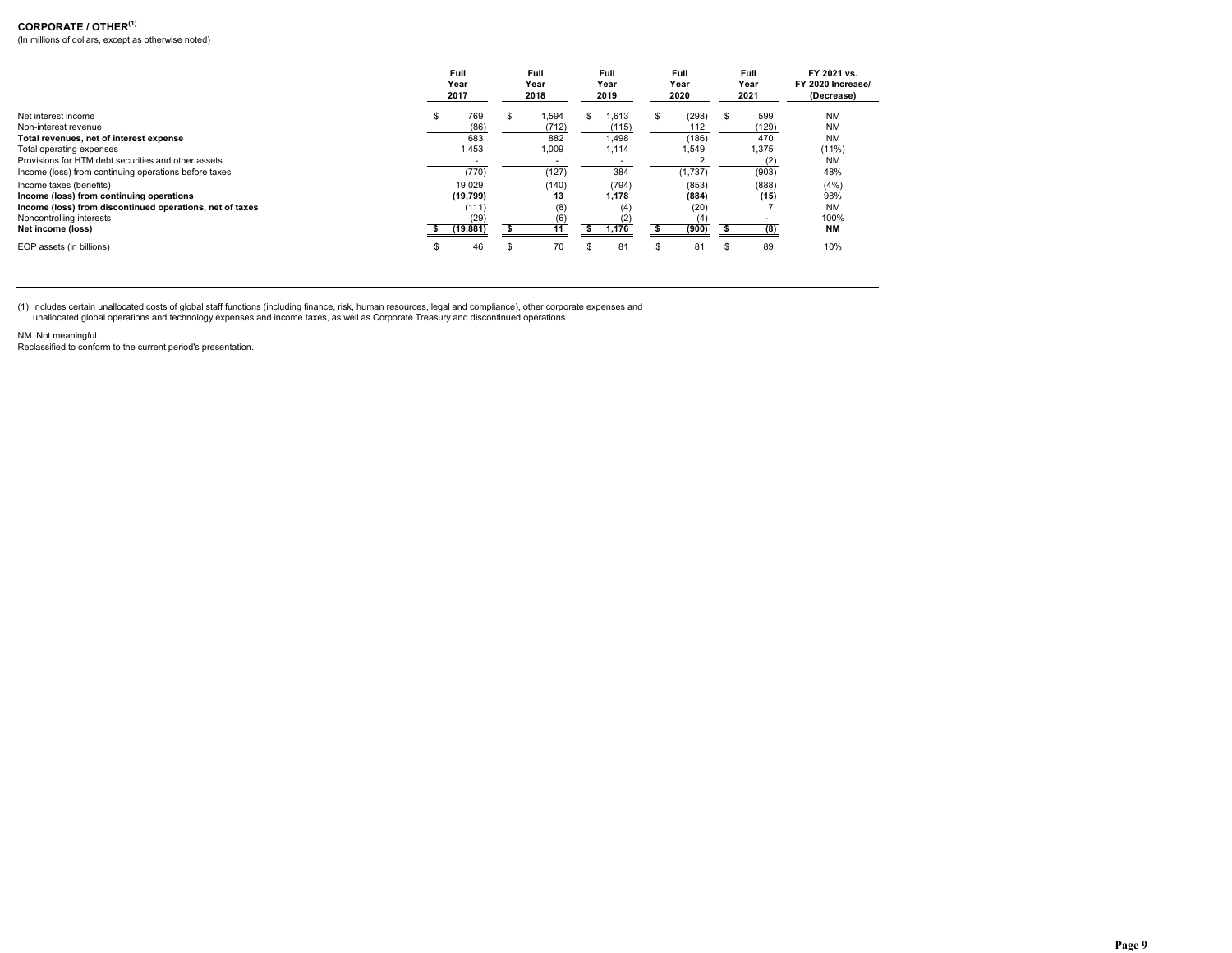## CORPORATE / OTHER[(1)]

(In millions of dollars, except as otherwise noted)

| | Full Year 2017 | Full Year 2018 | Full Year 2019 | Full Year 2020 | Full Year 2021 | FY 2021 vs. FY 2020 Increase/ (Decrease) |
|---|---|---|---|---|---|---|
| Net interest income | $ 769 | $ 1,594 | $ 1,613 | $ (298) | $ 599 | NM |
| Non-interest revenue | (86) | (712) | (115) | 112 | (129) | NM |
| **Total revenues, net of interest expense** | 683 | 882 | 1,498 | (186) | 470 | NM |
| Total operating expenses | 1,453 | 1,009 | 1,114 | 1,549 | 1,375 | (11%) |
| Provisions for HTM debt securities and other assets | - | - | - | 2 | (2) | NM |
| Income (loss) from continuing operations before taxes | (770) | (127) | 384 | (1,737) | (903) | 48% |
| Income taxes (benefits) | 19,029 | (140) | (794) | (853) | (888) | (4%) |
| **Income (loss) from continuing operations** | **(19,799)** | **13** | **1,178** | **(884)** | **(15)** | 98% |
| **Income (loss) from discontinued operations, net of taxes** | (111) | (8) | (4) | (20) | 7 | NM |
| Noncontrolling interests | (29) | (6) | (2) | (4) | - | 100% |
| **Net income (loss)** | **$ (19,881)** | **$ 11** | **$ 1,176** | **$ (900)** | **$ (8)** | **NM** |
| EOP assets (in billions) | $ 46 | $ 70 | $ 81 | $ 81 | $ 89 | 10% |

(1) Includes certain unallocated costs of global staff functions (including finance, risk, human resources, legal and compliance), other corporate expenses and unallocated global operations and technology expenses and income taxes, as well as Corporate Treasury and discontinued operations.

NM Not meaningful.

Reclassified to conform to the current period's presentation.